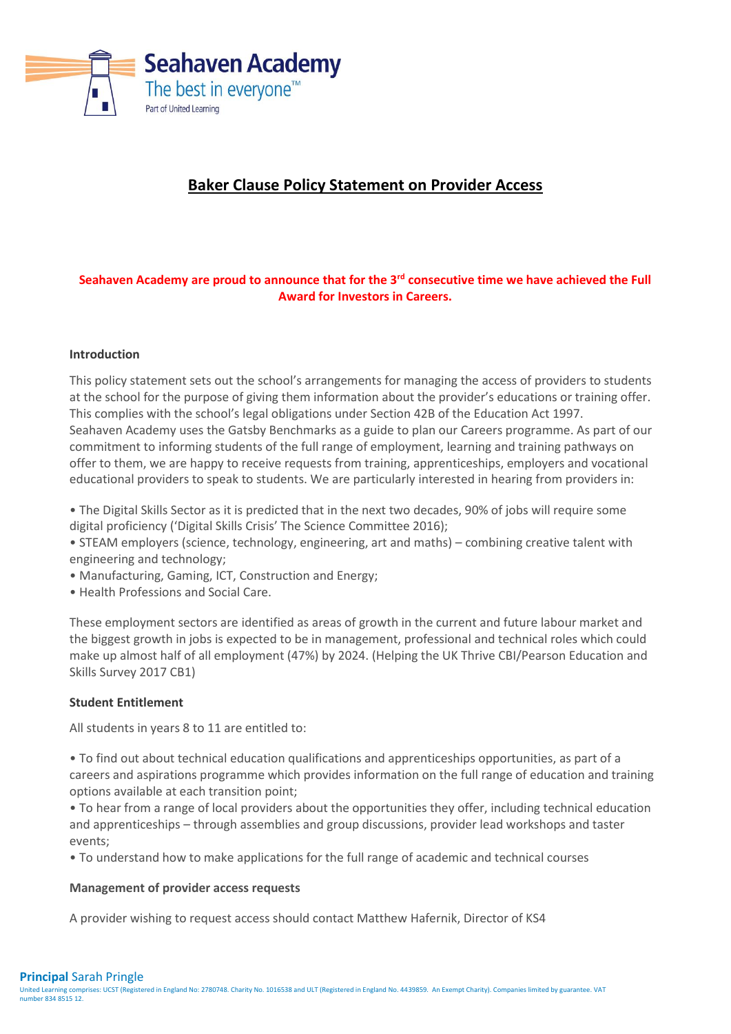Seahaven Academy
The best in everyone™
Part of United Learning

# Baker Clause Policy Statement on Provider Access

**Seahaven Academy are proud to announce that for the 3rd consecutive time we have achieved the Full Award for Investors in Careers.**

**Introduction**

This policy statement sets out the school's arrangements for managing the access of providers to students at the school for the purpose of giving them information about the provider's educations or training offer. This complies with the school's legal obligations under Section 42B of the Education Act 1997. Seahaven Academy uses the Gatsby Benchmarks as a guide to plan our Careers programme. As part of our commitment to informing students of the full range of employment, learning and training pathways on offer to them, we are happy to receive requests from training, apprenticeships, employers and vocational educational providers to speak to students. We are particularly interested in hearing from providers in:

- The Digital Skills Sector as it is predicted that in the next two decades, 90% of jobs will require some digital proficiency ('Digital Skills Crisis' The Science Committee 2016);
- STEAM employers (science, technology, engineering, art and maths) – combining creative talent with engineering and technology;
- Manufacturing, Gaming, ICT, Construction and Energy;
- Health Professions and Social Care.

These employment sectors are identified as areas of growth in the current and future labour market and the biggest growth in jobs is expected to be in management, professional and technical roles which could make up almost half of all employment (47%) by 2024. (Helping the UK Thrive CBI/Pearson Education and Skills Survey 2017 CB1)

**Student Entitlement**

All students in years 8 to 11 are entitled to:

- To find out about technical education qualifications and apprenticeships opportunities, as part of a careers and aspirations programme which provides information on the full range of education and training options available at each transition point;
- To hear from a range of local providers about the opportunities they offer, including technical education and apprenticeships – through assemblies and group discussions, provider lead workshops and taster events;
- To understand how to make applications for the full range of academic and technical courses

**Management of provider access requests**

A provider wishing to request access should contact Matthew Hafernik, Director of KS4

**Principal** Sarah Pringle
United Learning comprises: UCST (Registered in England No: 2780748. Charity No. 1016538 and ULT (Registered in England No. 4439859. An Exempt Charity). Companies limited by guarantee. VAT number 834 8515 12.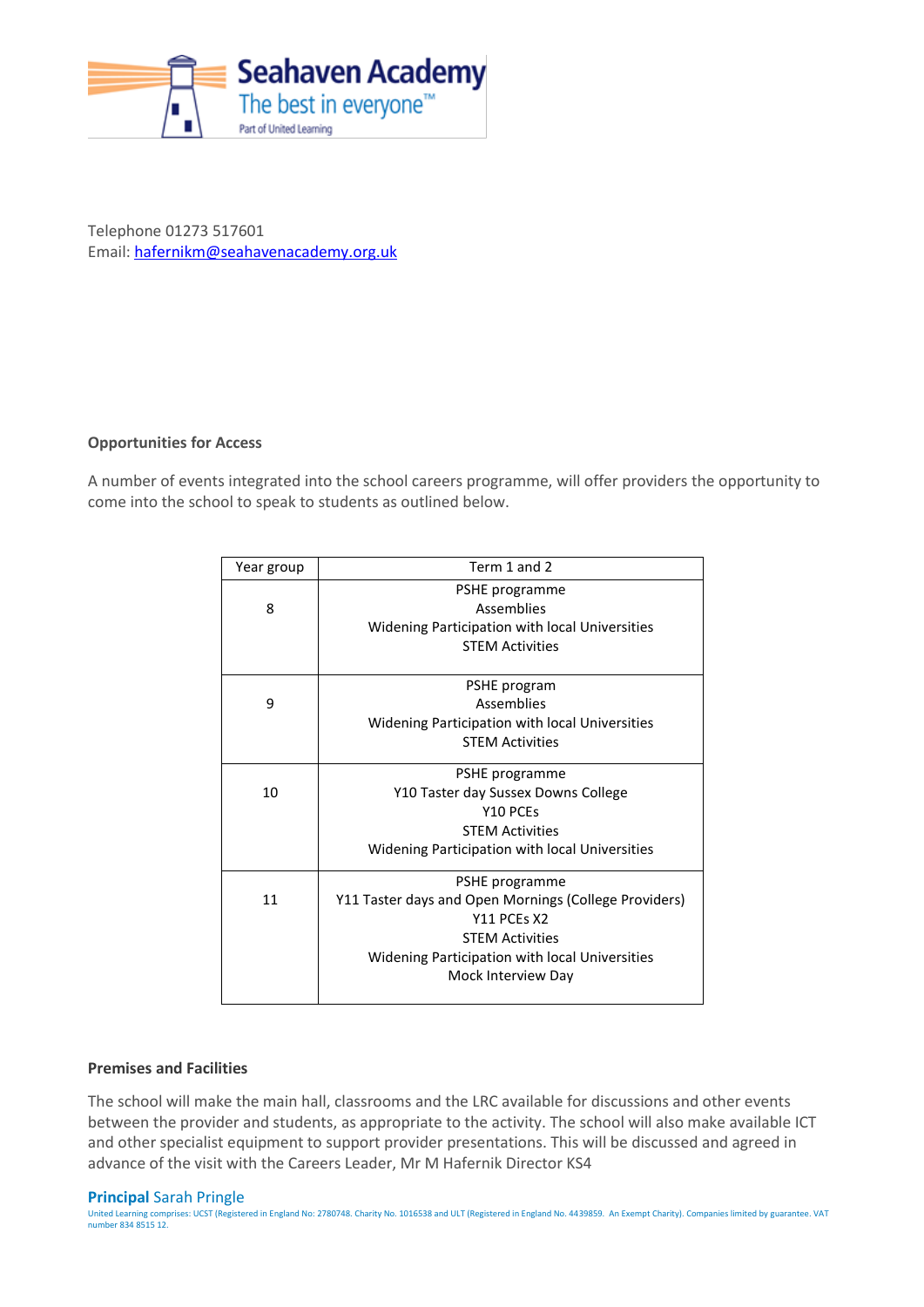Seahaven Academy
The best in everyone™
Part of United Learning

Telephone 01273 517601
Email: [hafernikm@seahavenacademy.org.uk](mailto:hafernikm@seahavenacademy.org.uk)

**Opportunities for Access**

A number of events integrated into the school careers programme, will offer providers the opportunity to come into the school to speak to students as outlined below.

| Year group | Term 1 and 2 |
|---|---|
| 8 | PSHE programme<br>Assemblies<br>Widening Participation with local Universities<br>STEM Activities |
| 9 | PSHE program<br>Assemblies<br>Widening Participation with local Universities<br>STEM Activities |
| 10 | PSHE programme<br>Y10 Taster day Sussex Downs College<br>Y10 PCEs<br>STEM Activities<br>Widening Participation with local Universities |
| 11 | PSHE programme<br>Y11 Taster days and Open Mornings (College Providers)<br>Y11 PCEs X2<br>STEM Activities<br>Widening Participation with local Universities<br>Mock Interview Day |

**Premises and Facilities**

The school will make the main hall, classrooms and the LRC available for discussions and other events between the provider and students, as appropriate to the activity. The school will also make available ICT and other specialist equipment to support provider presentations. This will be discussed and agreed in advance of the visit with the Careers Leader, Mr M Hafernik Director KS4

**Principal** Sarah Pringle

United Learning comprises: UCST (Registered in England No: 2780748. Charity No. 1016538 and ULT (Registered in England No. 4439859. An Exempt Charity). Companies limited by guarantee. VAT number 834 8515 12.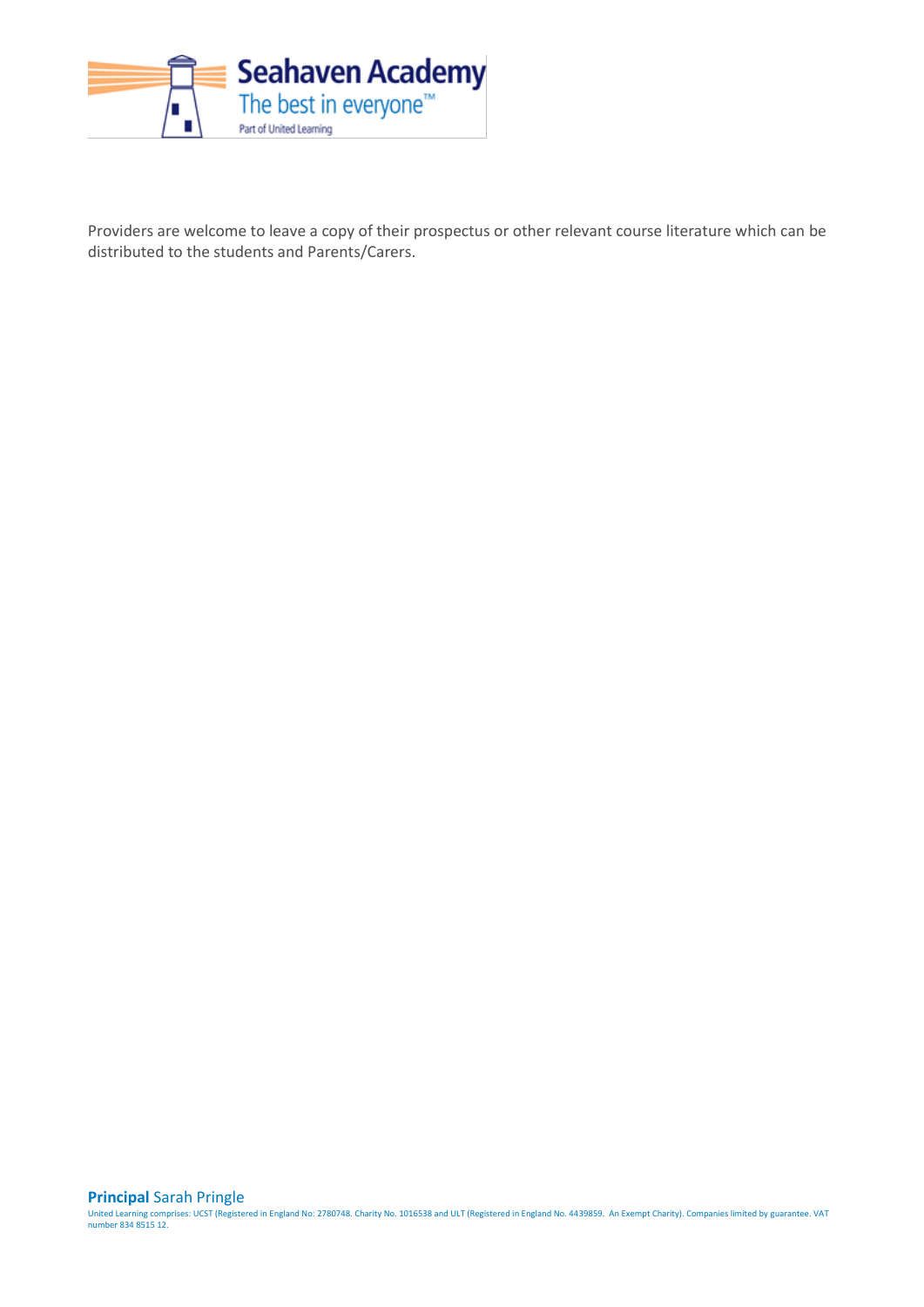Providers are welcome to leave a copy of their prospectus or other relevant course literature which can be distributed to the students and Parents/Carers.